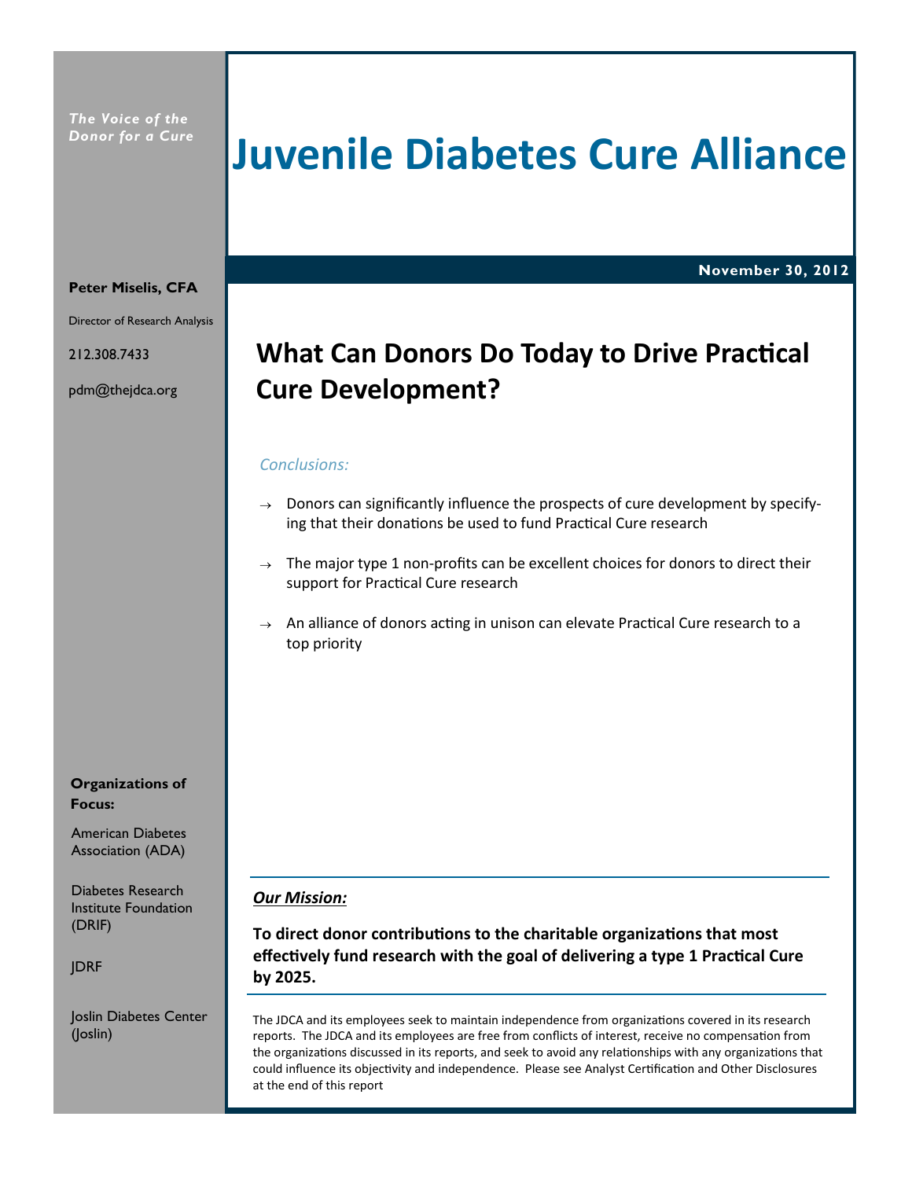*The Voice of the Donor for a Cure*

# Juvenile Diabetes Cure Alliance

**November 30, 2012**

**Peter Miselis, CFA**

Director of Research Analysis

212.308.7433

pdm@thejdca.org

## What Can Donors Do Today to Drive Practical Cure Development?

*Conclusions:*

- Donors can significantly influence the prospects of cure development by specifying that their donations be used to fund Practical Cure research
- The major type 1 non-profits can be excellent choices for donors to direct their support for Practical Cure research
- An alliance of donors acting in unison can elevate Practical Cure research to a top priority

**Organizations of Focus:**

American Diabetes Association (ADA)

Diabetes Research Institute Foundation (DRIF)

JDRF

Joslin Diabetes Center (Joslin)

***Our Mission:***

**To direct donor contributions to the charitable organizations that most effectively fund research with the goal of delivering a type 1 Practical Cure by 2025.**

The JDCA and its employees seek to maintain independence from organizations covered in its research reports. The JDCA and its employees are free from conflicts of interest, receive no compensation from the organizations discussed in its reports, and seek to avoid any relationships with any organizations that could influence its objectivity and independence. Please see Analyst Certification and Other Disclosures at the end of this report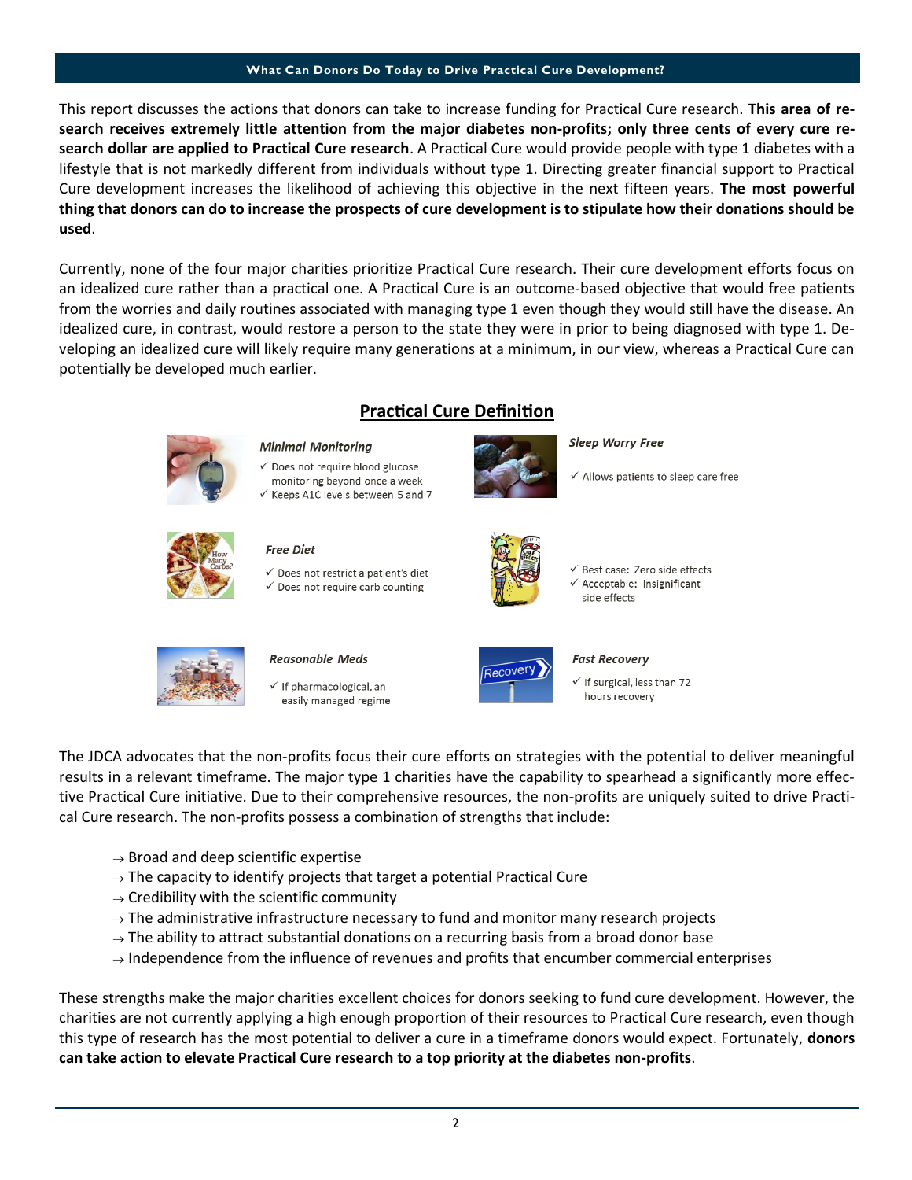## What Can Donors Do Today to Drive Practical Cure Development?

This report discusses the actions that donors can take to increase funding for Practical Cure research. **This area of research receives extremely little attention from the major diabetes non-profits; only three cents of every cure research dollar are applied to Practical Cure research**. A Practical Cure would provide people with type 1 diabetes with a lifestyle that is not markedly different from individuals without type 1. Directing greater financial support to Practical Cure development increases the likelihood of achieving this objective in the next fifteen years. **The most powerful thing that donors can do to increase the prospects of cure development is to stipulate how their donations should be used**.

Currently, none of the four major charities prioritize Practical Cure research. Their cure development efforts focus on an idealized cure rather than a practical one. A Practical Cure is an outcome-based objective that would free patients from the worries and daily routines associated with managing type 1 even though they would still have the disease. An idealized cure, in contrast, would restore a person to the state they were in prior to being diagnosed with type 1. Developing an idealized cure will likely require many generations at a minimum, in our view, whereas a Practical Cure can potentially be developed much earlier.

### Practical Cure Definition

***Minimal Monitoring***
- ✓ Does not require blood glucose monitoring beyond once a week
- ✓ Keeps A1C levels between 5 and 7

***Sleep Worry Free***
- ✓ Allows patients to sleep care free

***Free Diet***
- ✓ Does not restrict a patient's diet
- ✓ Does not require carb counting

- ✓ Best case: Zero side effects
- ✓ Acceptable: Insignificant side effects

***Reasonable Meds***
- ✓ If pharmacological, an easily managed regime

***Fast Recovery***
- ✓ If surgical, less than 72 hours recovery

The JDCA advocates that the non-profits focus their cure efforts on strategies with the potential to deliver meaningful results in a relevant timeframe. The major type 1 charities have the capability to spearhead a significantly more effective Practical Cure initiative. Due to their comprehensive resources, the non-profits are uniquely suited to drive Practical Cure research. The non-profits possess a combination of strengths that include:

- → Broad and deep scientific expertise
- → The capacity to identify projects that target a potential Practical Cure
- → Credibility with the scientific community
- → The administrative infrastructure necessary to fund and monitor many research projects
- → The ability to attract substantial donations on a recurring basis from a broad donor base
- → Independence from the influence of revenues and profits that encumber commercial enterprises

These strengths make the major charities excellent choices for donors seeking to fund cure development. However, the charities are not currently applying a high enough proportion of their resources to Practical Cure research, even though this type of research has the most potential to deliver a cure in a timeframe donors would expect. Fortunately, **donors can take action to elevate Practical Cure research to a top priority at the diabetes non-profits**.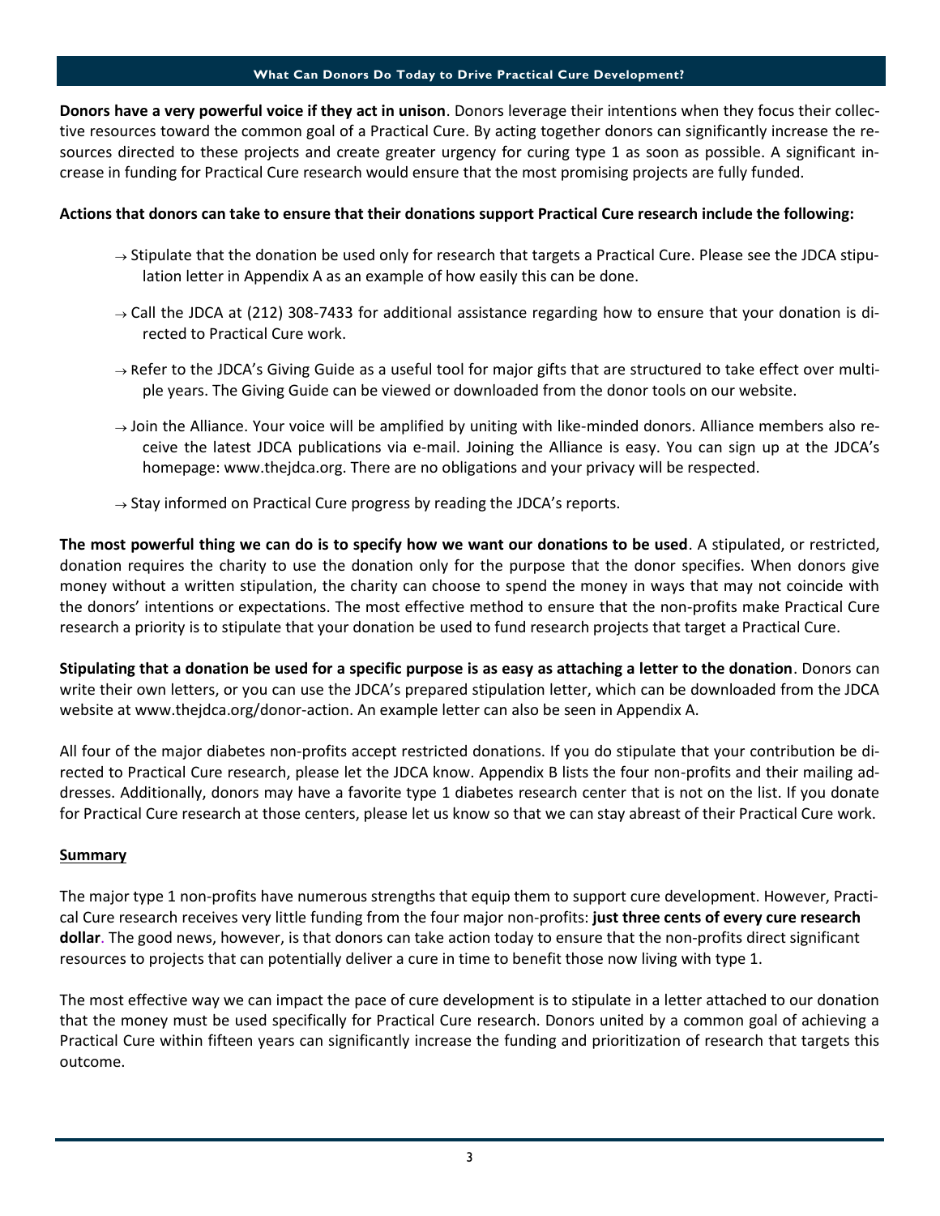## What Can Donors Do Today to Drive Practical Cure Development?

**Donors have a very powerful voice if they act in unison**. Donors leverage their intentions when they focus their collective resources toward the common goal of a Practical Cure. By acting together donors can significantly increase the resources directed to these projects and create greater urgency for curing type 1 as soon as possible. A significant increase in funding for Practical Cure research would ensure that the most promising projects are fully funded.

**Actions that donors can take to ensure that their donations support Practical Cure research include the following:**

- → Stipulate that the donation be used only for research that targets a Practical Cure. Please see the JDCA stipulation letter in Appendix A as an example of how easily this can be done.
- → Call the JDCA at (212) 308-7433 for additional assistance regarding how to ensure that your donation is directed to Practical Cure work.
- → Refer to the JDCA's Giving Guide as a useful tool for major gifts that are structured to take effect over multiple years. The Giving Guide can be viewed or downloaded from the donor tools on our website.
- → Join the Alliance. Your voice will be amplified by uniting with like-minded donors. Alliance members also receive the latest JDCA publications via e-mail. Joining the Alliance is easy. You can sign up at the JDCA's homepage: www.thejdca.org. There are no obligations and your privacy will be respected.
- → Stay informed on Practical Cure progress by reading the JDCA's reports.

**The most powerful thing we can do is to specify how we want our donations to be used**. A stipulated, or restricted, donation requires the charity to use the donation only for the purpose that the donor specifies. When donors give money without a written stipulation, the charity can choose to spend the money in ways that may not coincide with the donors' intentions or expectations. The most effective method to ensure that the non-profits make Practical Cure research a priority is to stipulate that your donation be used to fund research projects that target a Practical Cure.

**Stipulating that a donation be used for a specific purpose is as easy as attaching a letter to the donation**. Donors can write their own letters, or you can use the JDCA's prepared stipulation letter, which can be downloaded from the JDCA website at www.thejdca.org/donor-action. An example letter can also be seen in Appendix A.

All four of the major diabetes non-profits accept restricted donations. If you do stipulate that your contribution be directed to Practical Cure research, please let the JDCA know. Appendix B lists the four non-profits and their mailing addresses. Additionally, donors may have a favorite type 1 diabetes research center that is not on the list. If you donate for Practical Cure research at those centers, please let us know so that we can stay abreast of their Practical Cure work.

### Summary

The major type 1 non-profits have numerous strengths that equip them to support cure development. However, Practical Cure research receives very little funding from the four major non-profits: **just three cents of every cure research dollar**. The good news, however, is that donors can take action today to ensure that the non-profits direct significant resources to projects that can potentially deliver a cure in time to benefit those now living with type 1.

The most effective way we can impact the pace of cure development is to stipulate in a letter attached to our donation that the money must be used specifically for Practical Cure research. Donors united by a common goal of achieving a Practical Cure within fifteen years can significantly increase the funding and prioritization of research that targets this outcome.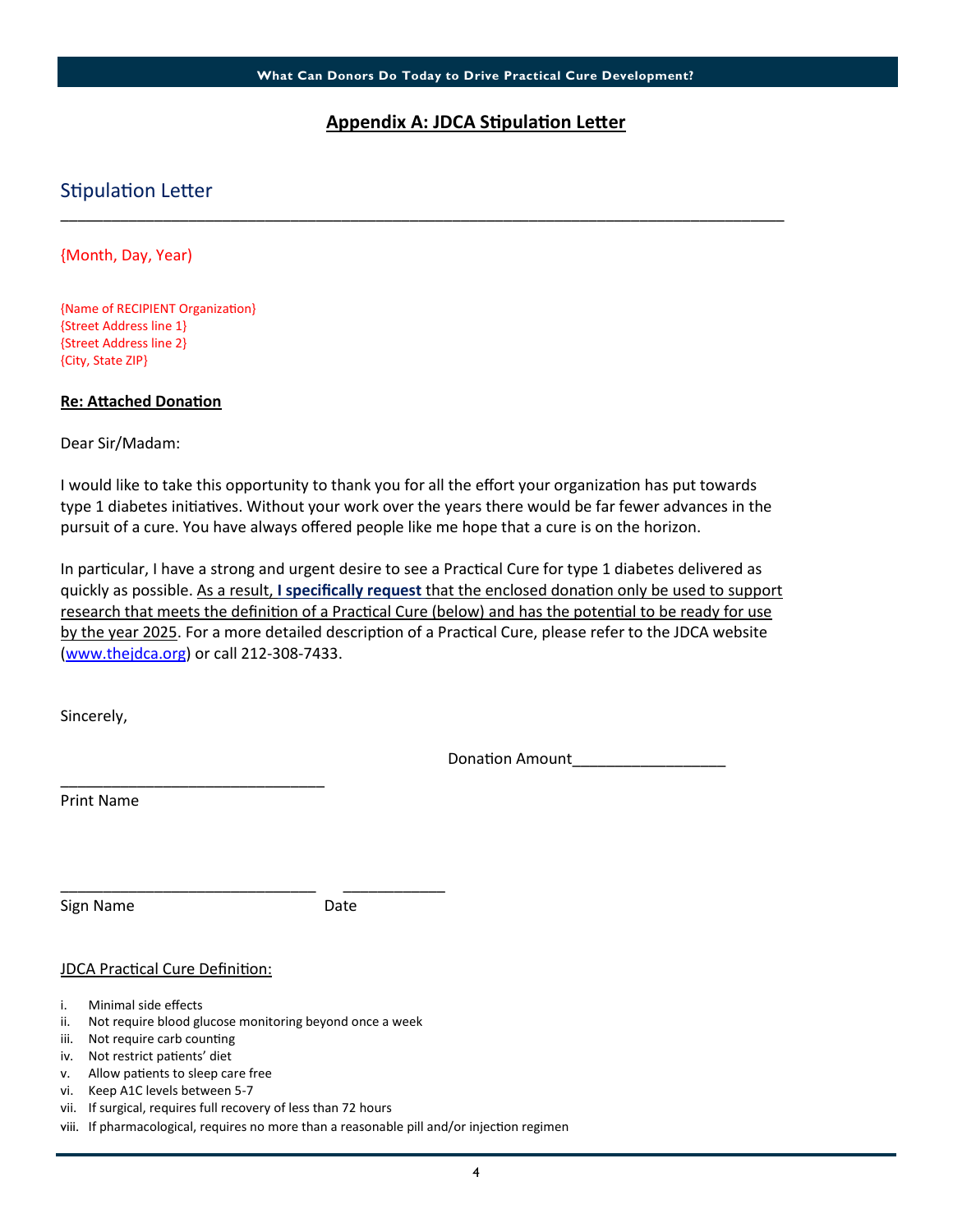## Appendix A: JDCA Stipulation Letter

### Stipulation Letter

---

{Month, Day, Year}

{Name of RECIPIENT Organization}
{Street Address line 1}
{Street Address line 2}
{City, State ZIP}

**Re: Attached Donation**

Dear Sir/Madam:

I would like to take this opportunity to thank you for all the effort your organization has put towards type 1 diabetes initiatives. Without your work over the years there would be far fewer advances in the pursuit of a cure. You have always offered people like me hope that a cure is on the horizon.

In particular, I have a strong and urgent desire to see a Practical Cure for type 1 diabetes delivered as quickly as possible. As a result, **I specifically request** that the enclosed donation only be used to support research that meets the definition of a Practical Cure (below) and has the potential to be ready for use by the year 2025. For a more detailed description of a Practical Cure, please refer to the JDCA website (www.thejdca.org) or call 212-308-7433.

Sincerely,

Donation Amount__________________

_______________________________
Print Name

______________________________ ____________
Sign Name Date

JDCA Practical Cure Definition:

i. Minimal side effects
ii. Not require blood glucose monitoring beyond once a week
iii. Not require carb counting
iv. Not restrict patients' diet
v. Allow patients to sleep care free
vi. Keep A1C levels between 5-7
vii. If surgical, requires full recovery of less than 72 hours
viii. If pharmacological, requires no more than a reasonable pill and/or injection regimen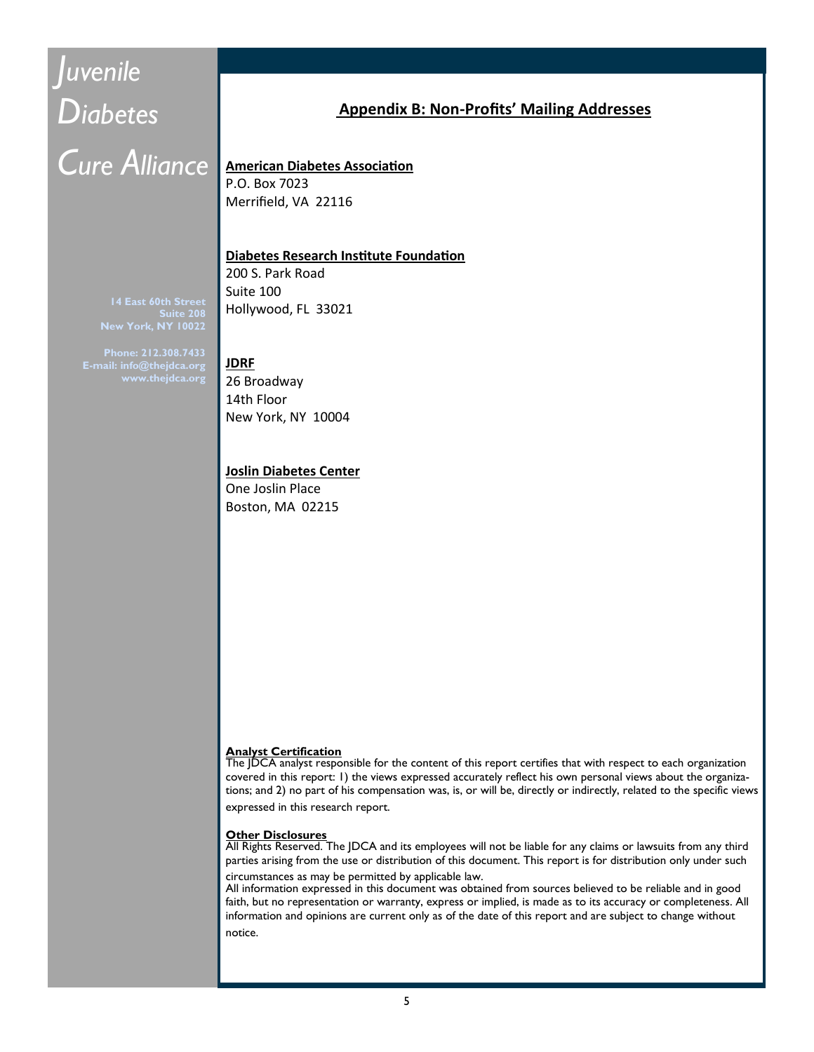# Juvenile Diabetes Cure Alliance

14 East 60th Street
Suite 208
New York, NY 10022

Phone: 212.308.7433
E-mail: info@thejdca.org
www.thejdca.org

## Appendix B: Non-Profits' Mailing Addresses

**American Diabetes Association**
P.O. Box 7023
Merrifield, VA 22116

**Diabetes Research Institute Foundation**
200 S. Park Road
Suite 100
Hollywood, FL 33021

**JDRF**
26 Broadway
14th Floor
New York, NY 10004

**Joslin Diabetes Center**
One Joslin Place
Boston, MA 02215

**Analyst Certification**
The JDCA analyst responsible for the content of this report certifies that with respect to each organization covered in this report: 1) the views expressed accurately reflect his own personal views about the organizations; and 2) no part of his compensation was, is, or will be, directly or indirectly, related to the specific views expressed in this research report.

**Other Disclosures**
All Rights Reserved. The JDCA and its employees will not be liable for any claims or lawsuits from any third parties arising from the use or distribution of this document. This report is for distribution only under such circumstances as may be permitted by applicable law.
All information expressed in this document was obtained from sources believed to be reliable and in good faith, but no representation or warranty, express or implied, is made as to its accuracy or completeness. All information and opinions are current only as of the date of this report and are subject to change without notice.